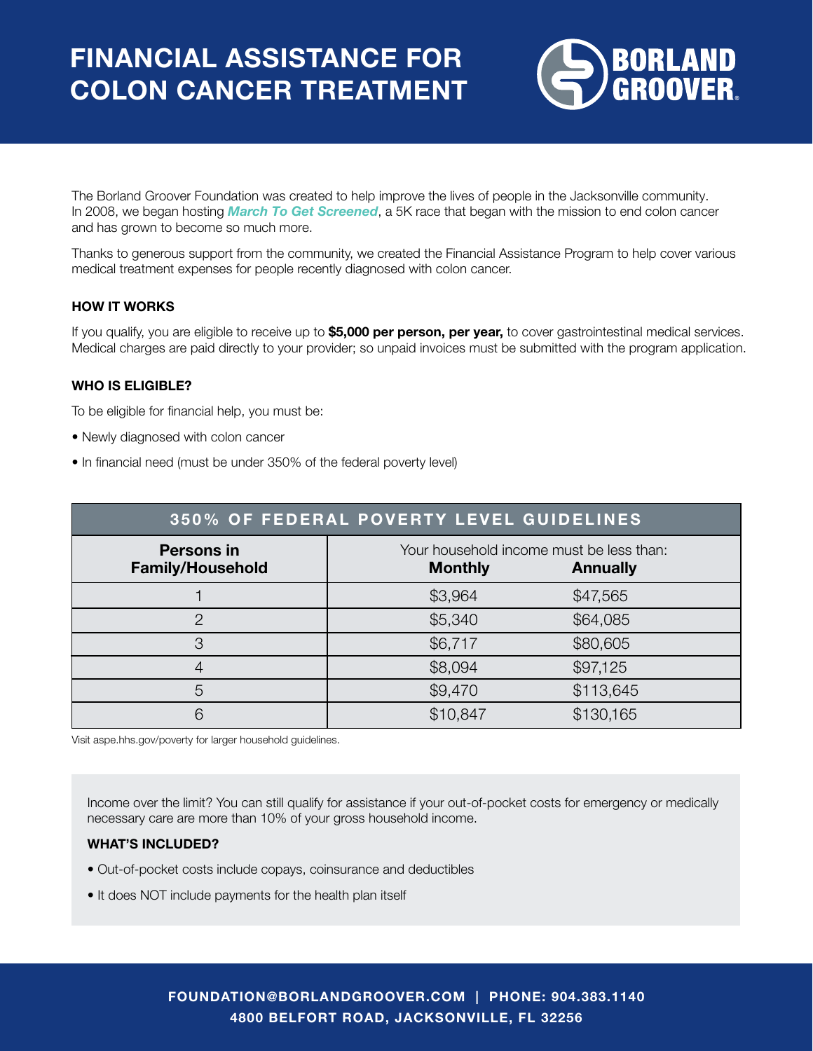# FINANCIAL ASSISTANCE FOR COLON CANCER TREATMENT

BORLAND GROOVER.

The Borland Groover Foundation was created to help improve the lives of people in the Jacksonville community. In 2008, we began hosting ***March To Get Screened***, a 5K race that began with the mission to end colon cancer and has grown to become so much more.

Thanks to generous support from the community, we created the Financial Assistance Program to help cover various medical treatment expenses for people recently diagnosed with colon cancer.

### HOW IT WORKS

If you qualify, you are eligible to receive up to **$5,000 per person, per year,** to cover gastrointestinal medical services. Medical charges are paid directly to your provider; so unpaid invoices must be submitted with the program application.

### WHO IS ELIGIBLE?

To be eligible for financial help, you must be:

- Newly diagnosed with colon cancer
- In financial need (must be under 350% of the federal poverty level)

| 350% OF FEDERAL POVERTY LEVEL GUIDELINES | | |
|---|---|---|
| **Persons in Family/Household** | Your household income must be less than: **Monthly** | **Annually** |
| 1 | $3,964 | $47,565 |
| 2 | $5,340 | $64,085 |
| 3 | $6,717 | $80,605 |
| 4 | $8,094 | $97,125 |
| 5 | $9,470 | $113,645 |
| 6 | $10,847 | $130,165 |

Visit aspe.hhs.gov/poverty for larger household guidelines.

Income over the limit? You can still qualify for assistance if your out-of-pocket costs for emergency or medically necessary care are more than 10% of your gross household income.

### WHAT'S INCLUDED?

- Out-of-pocket costs include copays, coinsurance and deductibles
- It does NOT include payments for the health plan itself

**FOUNDATION@BORLANDGROOVER.COM | PHONE: 904.383.1140**
**4800 BELFORT ROAD, JACKSONVILLE, FL 32256**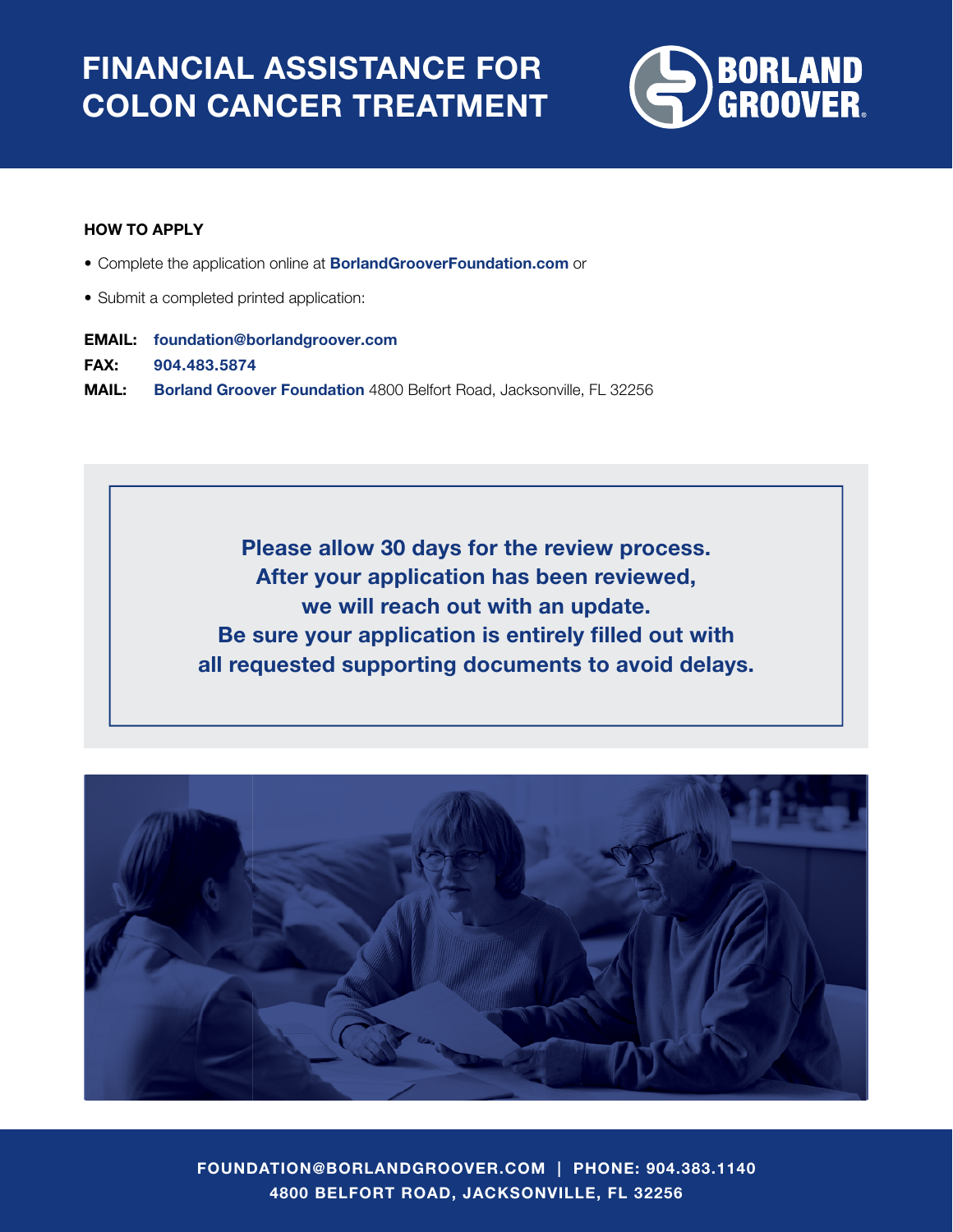# FINANCIAL ASSISTANCE FOR COLON CANCER TREATMENT

BORLAND GROOVER

**HOW TO APPLY**

- Complete the application online at **BorlandGrooverFoundation.com** or
- Submit a completed printed application:

**EMAIL:** **foundation@borlandgroover.com**

**FAX:** **904.483.5874**

**MAIL:** **Borland Groover Foundation** 4800 Belfort Road, Jacksonville, FL 32256

**Please allow 30 days for the review process. After your application has been reviewed, we will reach out with an update. Be sure your application is entirely filled out with all requested supporting documents to avoid delays.**

**FOUNDATION@BORLANDGROOVER.COM | PHONE: 904.383.1140**
**4800 BELFORT ROAD, JACKSONVILLE, FL 32256**